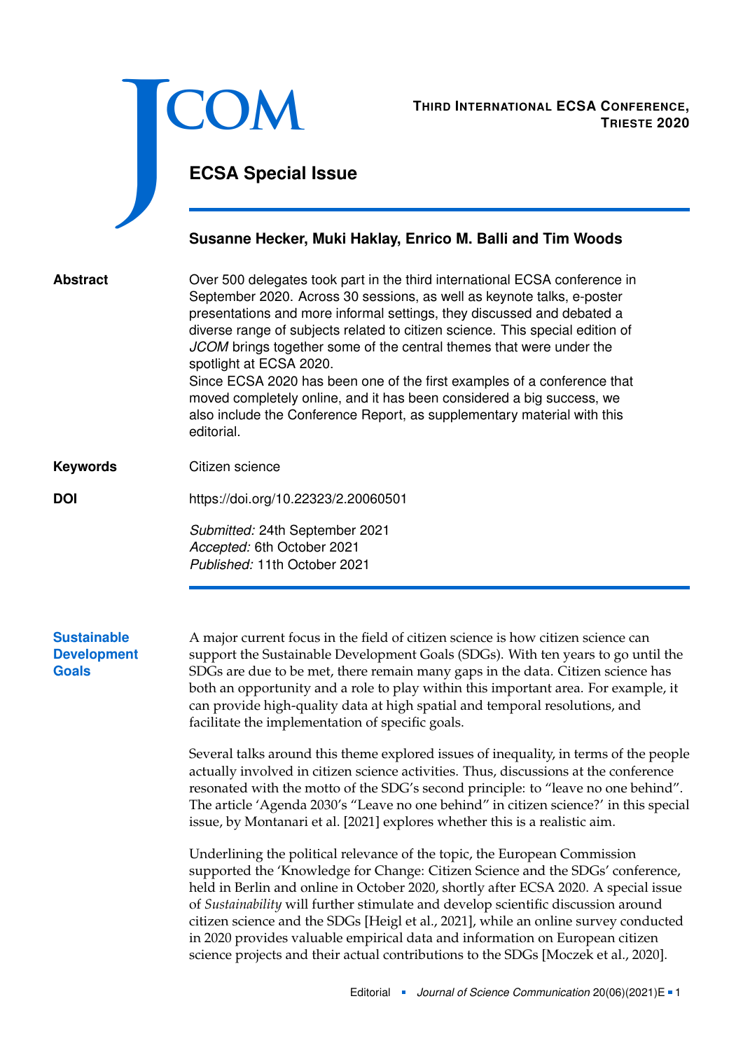JCOM

**Third International ECSA Conference, Trieste 2020**

# ECSA Special Issue

**Susanne Hecker, Muki Haklay, Enrico M. Balli and Tim Woods**

**Abstract**

Over 500 delegates took part in the third international ECSA conference in September 2020. Across 30 sessions, as well as keynote talks, e-poster presentations and more informal settings, they discussed and debated a diverse range of subjects related to citizen science. This special edition of *JCOM* brings together some of the central themes that were under the spotlight at ECSA 2020.

Since ECSA 2020 has been one of the first examples of a conference that moved completely online, and it has been considered a big success, we also include the Conference Report, as supplementary material with this editorial.

**Keywords** Citizen science

**DOI** https://doi.org/10.22323/2.20060501

*Submitted:* 24th September 2021
*Accepted:* 6th October 2021
*Published:* 11th October 2021

## Sustainable Development Goals

A major current focus in the field of citizen science is how citizen science can support the Sustainable Development Goals (SDGs). With ten years to go until the SDGs are due to be met, there remain many gaps in the data. Citizen science has both an opportunity and a role to play within this important area. For example, it can provide high-quality data at high spatial and temporal resolutions, and facilitate the implementation of specific goals.

Several talks around this theme explored issues of inequality, in terms of the people actually involved in citizen science activities. Thus, discussions at the conference resonated with the motto of the SDG's second principle: to "leave no one behind". The article 'Agenda 2030's "Leave no one behind" in citizen science?' in this special issue, by Montanari et al. [2021] explores whether this is a realistic aim.

Underlining the political relevance of the topic, the European Commission supported the 'Knowledge for Change: Citizen Science and the SDGs' conference, held in Berlin and online in October 2020, shortly after ECSA 2020. A special issue of *Sustainability* will further stimulate and develop scientific discussion around citizen science and the SDGs [Heigl et al., 2021], while an online survey conducted in 2020 provides valuable empirical data and information on European citizen science projects and their actual contributions to the SDGs [Moczek et al., 2020].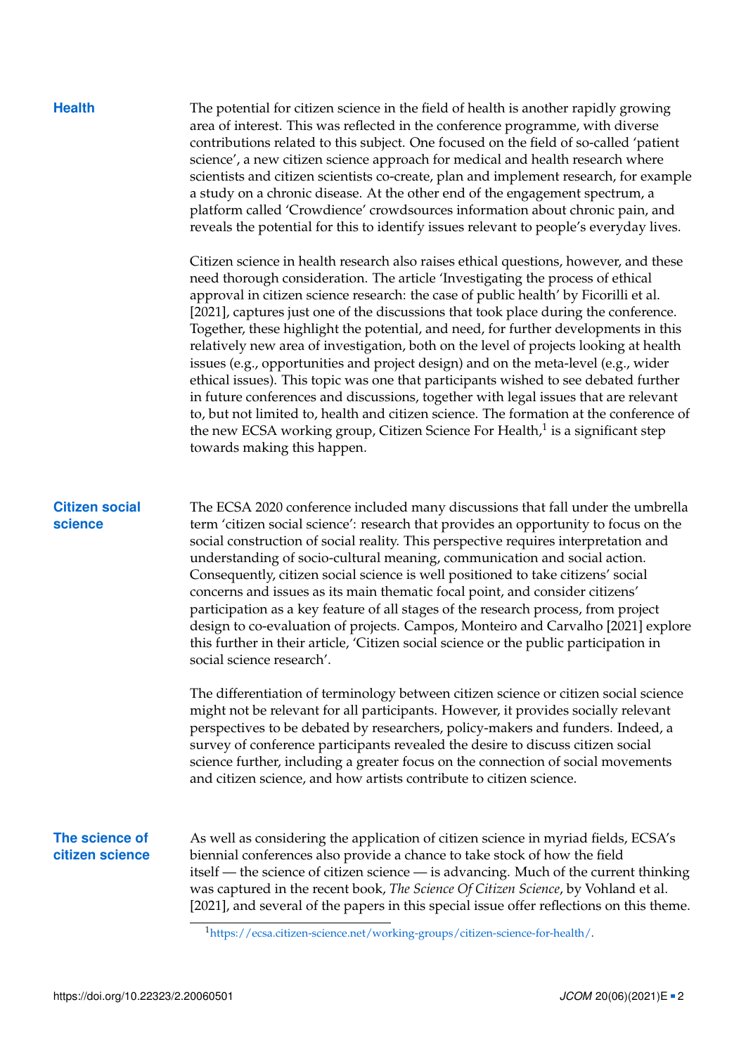## Health

The potential for citizen science in the field of health is another rapidly growing area of interest. This was reflected in the conference programme, with diverse contributions related to this subject. One focused on the field of so-called 'patient science', a new citizen science approach for medical and health research where scientists and citizen scientists co-create, plan and implement research, for example a study on a chronic disease. At the other end of the engagement spectrum, a platform called 'Crowdience' crowdsources information about chronic pain, and reveals the potential for this to identify issues relevant to people's everyday lives.

Citizen science in health research also raises ethical questions, however, and these need thorough consideration. The article 'Investigating the process of ethical approval in citizen science research: the case of public health' by Ficorilli et al. [2021], captures just one of the discussions that took place during the conference. Together, these highlight the potential, and need, for further developments in this relatively new area of investigation, both on the level of projects looking at health issues (e.g., opportunities and project design) and on the meta-level (e.g., wider ethical issues). This topic was one that participants wished to see debated further in future conferences and discussions, together with legal issues that are relevant to, but not limited to, health and citizen science. The formation at the conference of the new ECSA working group, Citizen Science For Health,[1] is a significant step towards making this happen.

## Citizen social science

The ECSA 2020 conference included many discussions that fall under the umbrella term 'citizen social science': research that provides an opportunity to focus on the social construction of social reality. This perspective requires interpretation and understanding of socio-cultural meaning, communication and social action. Consequently, citizen social science is well positioned to take citizens' social concerns and issues as its main thematic focal point, and consider citizens' participation as a key feature of all stages of the research process, from project design to co-evaluation of projects. Campos, Monteiro and Carvalho [2021] explore this further in their article, 'Citizen social science or the public participation in social science research'.

The differentiation of terminology between citizen science or citizen social science might not be relevant for all participants. However, it provides socially relevant perspectives to be debated by researchers, policy-makers and funders. Indeed, a survey of conference participants revealed the desire to discuss citizen social science further, including a greater focus on the connection of social movements and citizen science, and how artists contribute to citizen science.

## The science of citizen science

As well as considering the application of citizen science in myriad fields, ECSA's biennial conferences also provide a chance to take stock of how the field itself — the science of citizen science — is advancing. Much of the current thinking was captured in the recent book, *The Science Of Citizen Science*, by Vohland et al. [2021], and several of the papers in this special issue offer reflections on this theme.

[1] https://ecsa.citizen-science.net/working-groups/citizen-science-for-health/.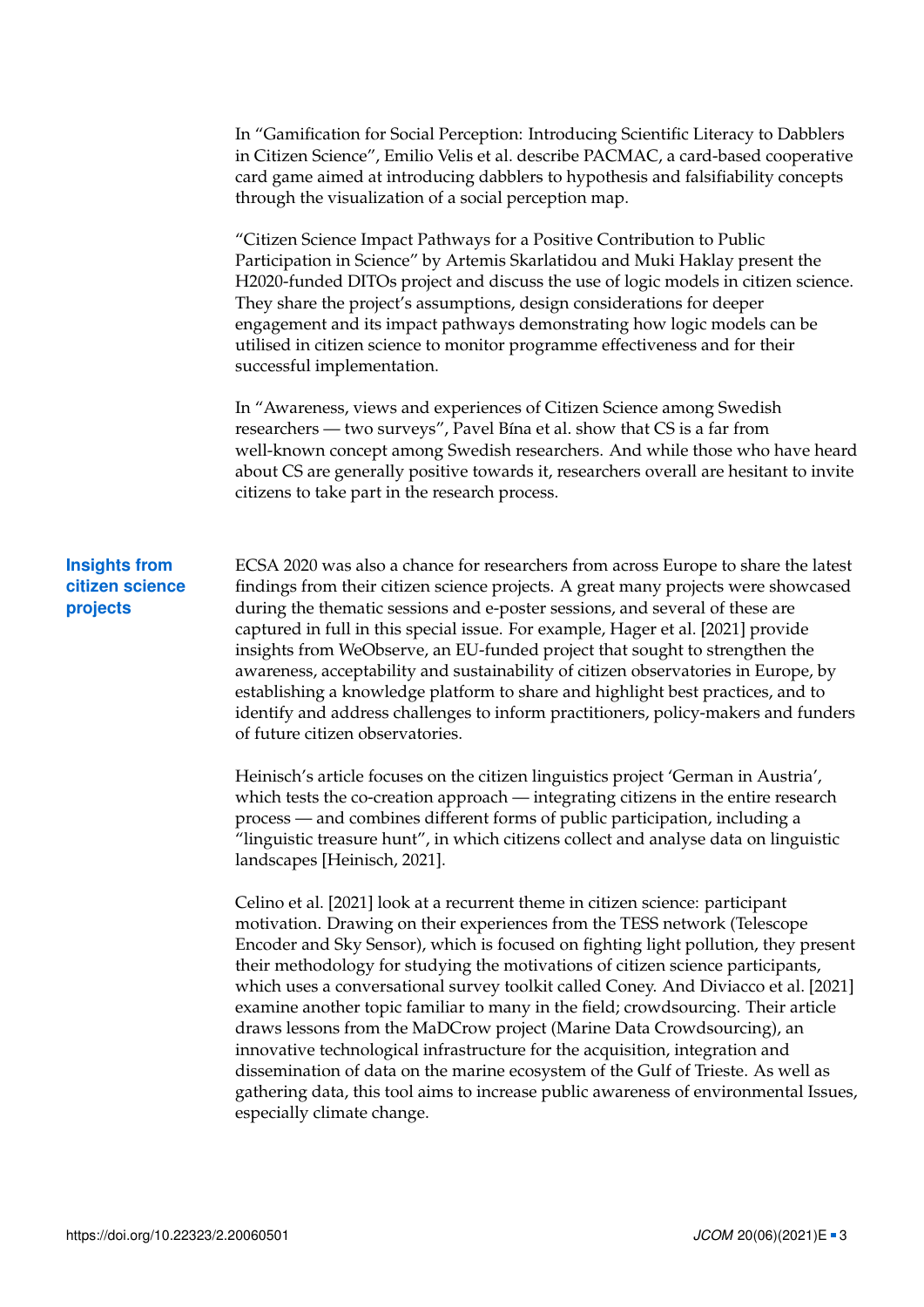In "Gamification for Social Perception: Introducing Scientific Literacy to Dabblers in Citizen Science", Emilio Velis et al. describe PACMAC, a card-based cooperative card game aimed at introducing dabblers to hypothesis and falsifiability concepts through the visualization of a social perception map.

"Citizen Science Impact Pathways for a Positive Contribution to Public Participation in Science" by Artemis Skarlatidou and Muki Haklay present the H2020-funded DITOs project and discuss the use of logic models in citizen science. They share the project's assumptions, design considerations for deeper engagement and its impact pathways demonstrating how logic models can be utilised in citizen science to monitor programme effectiveness and for their successful implementation.

In "Awareness, views and experiences of Citizen Science among Swedish researchers — two surveys", Pavel Bína et al. show that CS is a far from well-known concept among Swedish researchers. And while those who have heard about CS are generally positive towards it, researchers overall are hesitant to invite citizens to take part in the research process.

## Insights from citizen science projects

ECSA 2020 was also a chance for researchers from across Europe to share the latest findings from their citizen science projects. A great many projects were showcased during the thematic sessions and e-poster sessions, and several of these are captured in full in this special issue. For example, Hager et al. [2021] provide insights from WeObserve, an EU-funded project that sought to strengthen the awareness, acceptability and sustainability of citizen observatories in Europe, by establishing a knowledge platform to share and highlight best practices, and to identify and address challenges to inform practitioners, policy-makers and funders of future citizen observatories.

Heinisch's article focuses on the citizen linguistics project 'German in Austria', which tests the co-creation approach — integrating citizens in the entire research process — and combines different forms of public participation, including a "linguistic treasure hunt", in which citizens collect and analyse data on linguistic landscapes [Heinisch, 2021].

Celino et al. [2021] look at a recurrent theme in citizen science: participant motivation. Drawing on their experiences from the TESS network (Telescope Encoder and Sky Sensor), which is focused on fighting light pollution, they present their methodology for studying the motivations of citizen science participants, which uses a conversational survey toolkit called Coney. And Diviacco et al. [2021] examine another topic familiar to many in the field; crowdsourcing. Their article draws lessons from the MaDCrow project (Marine Data Crowdsourcing), an innovative technological infrastructure for the acquisition, integration and dissemination of data on the marine ecosystem of the Gulf of Trieste. As well as gathering data, this tool aims to increase public awareness of environmental Issues, especially climate change.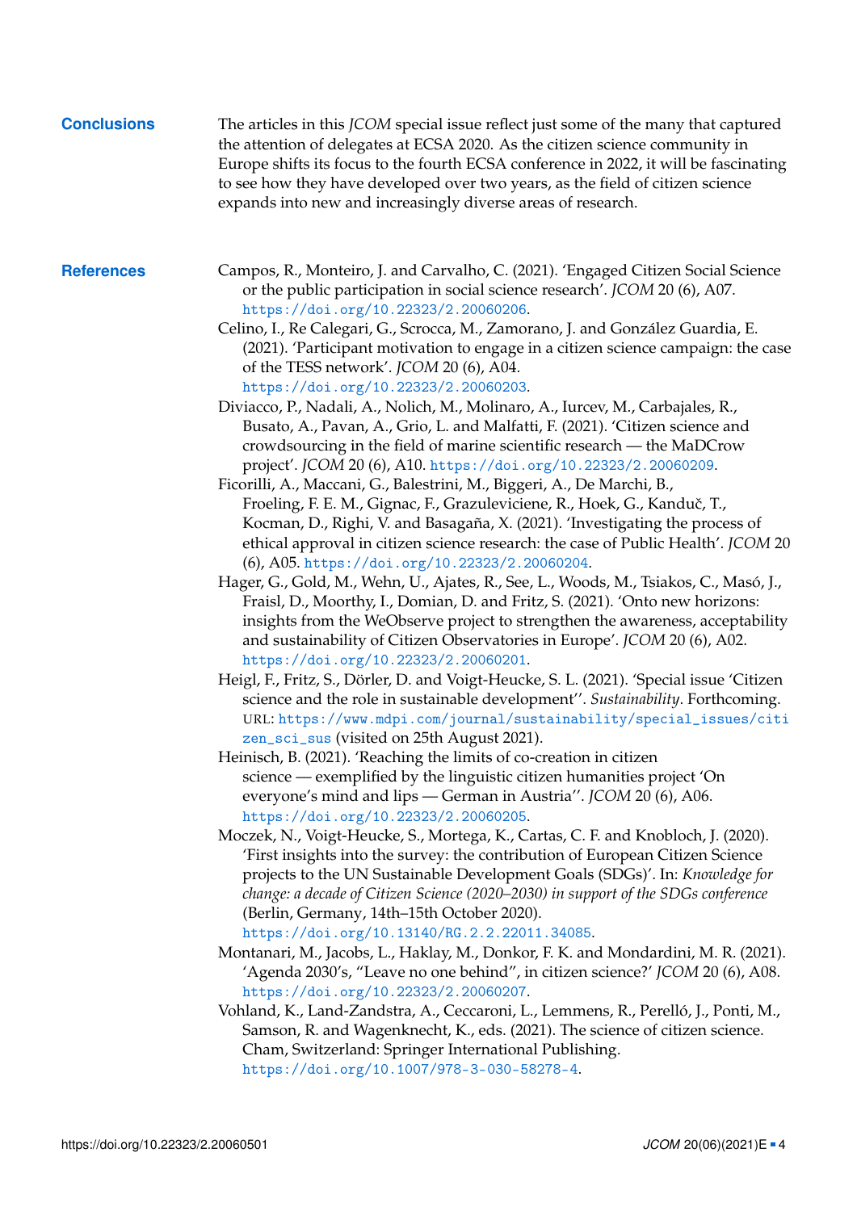## Conclusions

The articles in this *JCOM* special issue reflect just some of the many that captured the attention of delegates at ECSA 2020. As the citizen science community in Europe shifts its focus to the fourth ECSA conference in 2022, it will be fascinating to see how they have developed over two years, as the field of citizen science expands into new and increasingly diverse areas of research.

## References

Campos, R., Monteiro, J. and Carvalho, C. (2021). 'Engaged Citizen Social Science or the public participation in social science research'. *JCOM* 20 (6), A07. https://doi.org/10.22323/2.20060206.

Celino, I., Re Calegari, G., Scrocca, M., Zamorano, J. and González Guardia, E. (2021). 'Participant motivation to engage in a citizen science campaign: the case of the TESS network'. *JCOM* 20 (6), A04. https://doi.org/10.22323/2.20060203.

Diviacco, P., Nadali, A., Nolich, M., Molinaro, A., Iurcev, M., Carbajales, R., Busato, A., Pavan, A., Grio, L. and Malfatti, F. (2021). 'Citizen science and crowdsourcing in the field of marine scientific research — the MaDCrow project'. *JCOM* 20 (6), A10. https://doi.org/10.22323/2.20060209.

Ficorilli, A., Maccani, G., Balestrini, M., Biggeri, A., De Marchi, B., Froeling, F. E. M., Gignac, F., Grazuleviciene, R., Hoek, G., Kanduč, T., Kocman, D., Righi, V. and Basagaña, X. (2021). 'Investigating the process of ethical approval in citizen science research: the case of Public Health'. *JCOM* 20 (6), A05. https://doi.org/10.22323/2.20060204.

Hager, G., Gold, M., Wehn, U., Ajates, R., See, L., Woods, M., Tsiakos, C., Masó, J., Fraisl, D., Moorthy, I., Domian, D. and Fritz, S. (2021). 'Onto new horizons: insights from the WeObserve project to strengthen the awareness, acceptability and sustainability of Citizen Observatories in Europe'. *JCOM* 20 (6), A02. https://doi.org/10.22323/2.20060201.

Heigl, F., Fritz, S., Dörler, D. and Voigt-Heucke, S. L. (2021). 'Special issue 'Citizen science and the role in sustainable development''. *Sustainability*. Forthcoming. URL: https://www.mdpi.com/journal/sustainability/special_issues/citizen_sci_sus (visited on 25th August 2021).

Heinisch, B. (2021). 'Reaching the limits of co-creation in citizen science — exemplified by the linguistic citizen humanities project 'On everyone's mind and lips — German in Austria''. *JCOM* 20 (6), A06. https://doi.org/10.22323/2.20060205.

Moczek, N., Voigt-Heucke, S., Mortega, K., Cartas, C. F. and Knobloch, J. (2020). 'First insights into the survey: the contribution of European Citizen Science projects to the UN Sustainable Development Goals (SDGs)'. In: *Knowledge for change: a decade of Citizen Science (2020–2030) in support of the SDGs conference* (Berlin, Germany, 14th–15th October 2020). https://doi.org/10.13140/RG.2.2.22011.34085.

Montanari, M., Jacobs, L., Haklay, M., Donkor, F. K. and Mondardini, M. R. (2021). 'Agenda 2030's, "Leave no one behind", in citizen science?' *JCOM* 20 (6), A08. https://doi.org/10.22323/2.20060207.

Vohland, K., Land-Zandstra, A., Ceccaroni, L., Lemmens, R., Perelló, J., Ponti, M., Samson, R. and Wagenknecht, K., eds. (2021). The science of citizen science. Cham, Switzerland: Springer International Publishing. https://doi.org/10.1007/978-3-030-58278-4.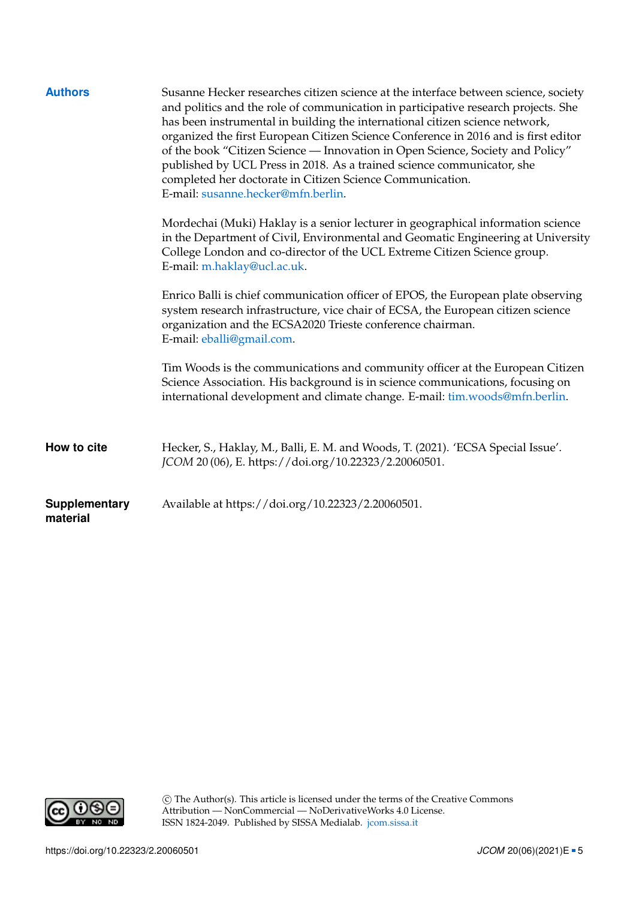## Authors

Susanne Hecker researches citizen science at the interface between science, society and politics and the role of communication in participative research projects. She has been instrumental in building the international citizen science network, organized the first European Citizen Science Conference in 2016 and is first editor of the book "Citizen Science — Innovation in Open Science, Society and Policy" published by UCL Press in 2018. As a trained science communicator, she completed her doctorate in Citizen Science Communication.
E-mail: susanne.hecker@mfn.berlin.

Mordechai (Muki) Haklay is a senior lecturer in geographical information science in the Department of Civil, Environmental and Geomatic Engineering at University College London and co-director of the UCL Extreme Citizen Science group.
E-mail: m.haklay@ucl.ac.uk.

Enrico Balli is chief communication officer of EPOS, the European plate observing system research infrastructure, vice chair of ECSA, the European citizen science organization and the ECSA2020 Trieste conference chairman.
E-mail: eballi@gmail.com.

Tim Woods is the communications and community officer at the European Citizen Science Association. His background is in science communications, focusing on international development and climate change. E-mail: tim.woods@mfn.berlin.

## How to cite

Hecker, S., Haklay, M., Balli, E. M. and Woods, T. (2021). 'ECSA Special Issue'. *JCOM* 20 (06), E. https://doi.org/10.22323/2.20060501.

## Supplementary material

Available at https://doi.org/10.22323/2.20060501.

© The Author(s). This article is licensed under the terms of the Creative Commons Attribution — NonCommercial — NoDerivativeWorks 4.0 License.
ISSN 1824-2049. Published by SISSA Medialab. jcom.sissa.it